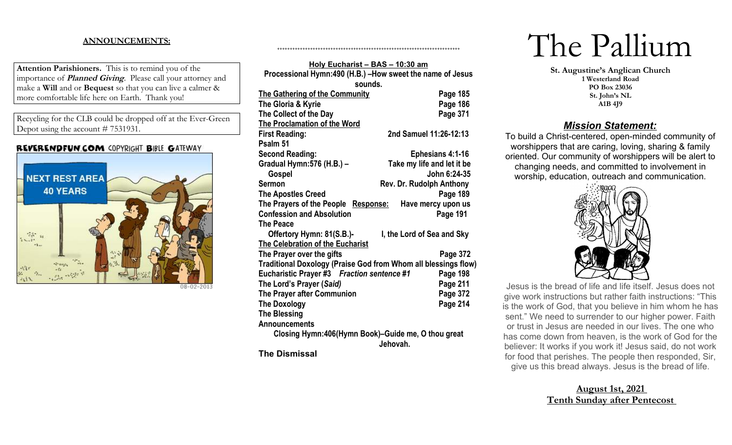## ANNOUNCEMENTS:

**Attention Parishioners.** This is to remind you of the importance of ***Planned Giving***. Please call your attorney and make a **Will** and or **Bequest** so that you can live a calmer & more comfortable life here on Earth. Thank you!

Recycling for the CLB could be dropped off at the Ever-Green Depot using the account # 7531931.

REVERENDFUN.COM COPYRIGHT BIBLE GATEWAY

08-02-2013

++++++++++++++++++++++++++++++++++++++++++++++++++++++++++++++++++++++++

**Holy Eucharist – BAS – 10:30 am**

**Processional Hymn:490 (H.B.) –How sweet the name of Jesus sounds.**

**The Gathering of the Community** — **Page 185**
**The Gloria & Kyrie** — **Page 186**
**The Collect of the Day** — **Page 371**
**The Proclamation of the Word**
**First Reading:** — **2nd Samuel 11:26-12:13**
**Psalm 51**
**Second Reading:** — **Ephesians 4:1-16**
**Gradual Hymn:576 (H.B.) –** — **Take my life and let it be**
**Gospel** — **John 6:24-35**
**Sermon** — **Rev. Dr. Rudolph Anthony**
**The Apostles Creed** — **Page 189**
**The Prayers of the People Response:** — **Have mercy upon us**
**Confession and Absolution** — **Page 191**
**The Peace**
**Offertory Hymn: 81(S.B.)-** — **I, the Lord of Sea and Sky**
**The Celebration of the Eucharist**
**The Prayer over the gifts** — **Page 372**
**Traditional Doxology (Praise God from Whom all blessings flow)**
**Eucharistic Prayer #3** ***Fraction sentence #1*** — **Page 198**
**The Lord's Prayer (*Said*)** — **Page 211**
**The Prayer after Communion** — **Page 372**
**The Doxology** — **Page 214**
**The Blessing**
**Announcements**
**Closing Hymn:406(Hymn Book)–Guide me, O thou great Jehovah.**

**The Dismissal**

# The Pallium

**St. Augustine's Anglican Church**
**1 Westerland Road**
**PO Box 23036**
**St. John's NL**
**A1B 4J9**

## ***Mission Statement:***

To build a Christ-centered, open-minded community of worshippers that are caring, loving, sharing & family oriented. Our community of worshippers will be alert to changing needs, and committed to involvement in worship, education, outreach and communication.

Jesus is the bread of life and life itself. Jesus does not give work instructions but rather faith instructions: "This is the work of God, that you believe in him whom he has sent." We need to surrender to our higher power. Faith or trust in Jesus are needed in our lives. The one who has come down from heaven, is the work of God for the believer: It works if you work it! Jesus said, do not work for food that perishes. The people then responded, Sir, give us this bread always. Jesus is the bread of life.

**August 1st, 2021**
**Tenth Sunday after Pentecost**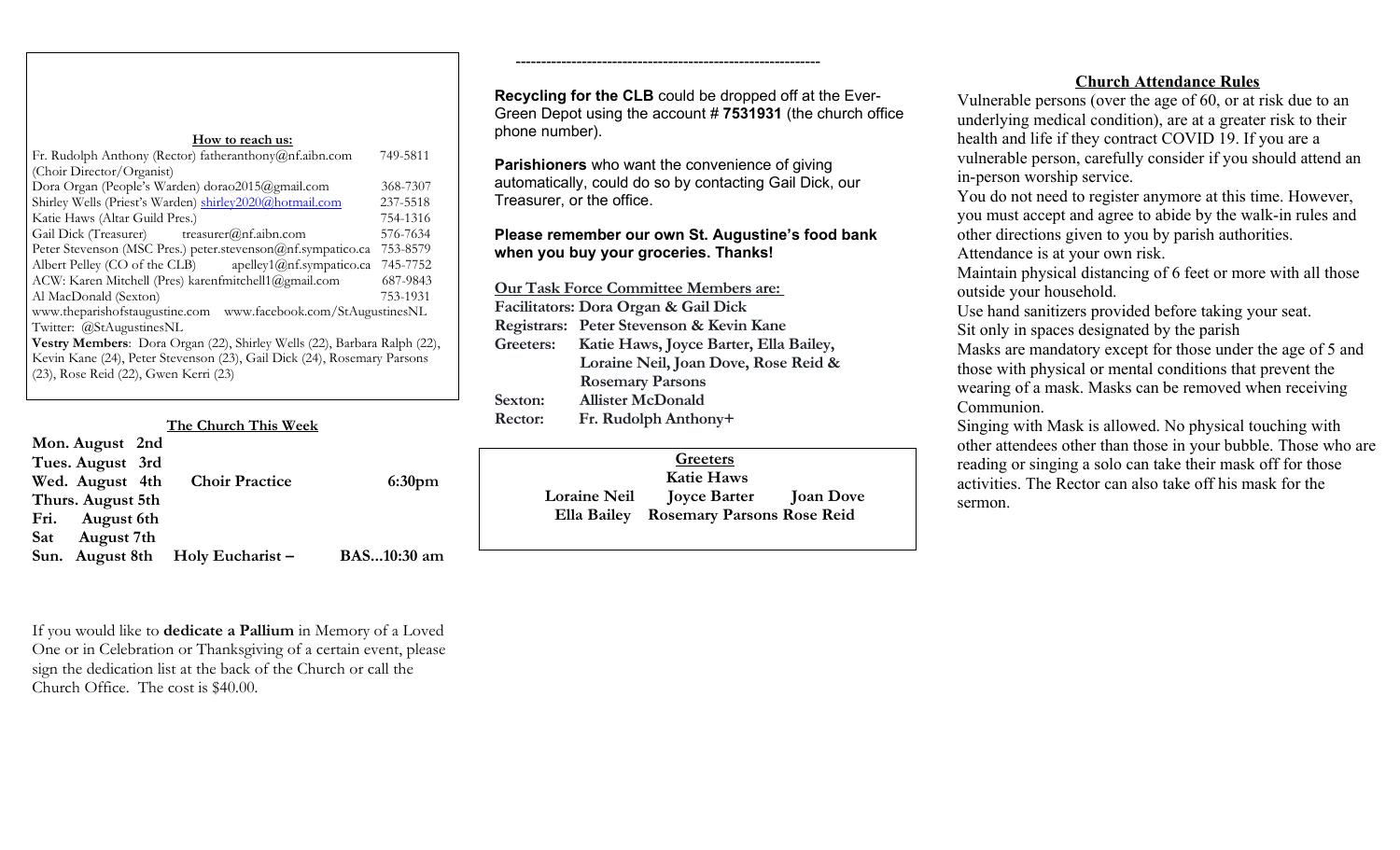## How to reach us:

| | |
|---|---|
| Fr. Rudolph Anthony (Rector) fatheranthony@nf.aibn.com (Choir Director/Organist) | 749-5811 |
| Dora Organ (People's Warden) dorao2015@gmail.com | 368-7307 |
| Shirley Wells (Priest's Warden) shirley2020@hotmail.com | 237-5518 |
| Katie Haws (Altar Guild Pres.) | 754-1316 |
| Gail Dick (Treasurer) treasurer@nf.aibn.com | 576-7634 |
| Peter Stevenson (MSC Pres.) peter.stevenson@nf.sympatico.ca | 753-8579 |
| Albert Pelley (CO of the CLB) apelley1@nf.sympatico.ca | 745-7752 |
| ACW: Karen Mitchell (Pres) karenfmitchell1@gmail.com | 687-9843 |
| Al MacDonald (Sexton) | 753-1931 |

www.theparishofstaugustine.com www.facebook.com/StAugustinesNL
Twitter: @StAugustinesNL

**Vestry Members**: Dora Organ (22), Shirley Wells (22), Barbara Ralph (22), Kevin Kane (24), Peter Stevenson (23), Gail Dick (24), Rosemary Parsons (23), Rose Reid (22), Gwen Kerri (23)

## The Church This Week

| | | |
|---|---|---|
| **Mon. August 2nd** | | |
| **Tues. August 3rd** | | |
| **Wed. August 4th** | **Choir Practice** | **6:30pm** |
| **Thurs. August 5th** | | |
| **Fri. August 6th** | | |
| **Sat August 7th** | | |
| **Sun. August 8th** | **Holy Eucharist –** | **BAS...10:30 am** |

If you would like to **dedicate a Pallium** in Memory of a Loved One or in Celebration or Thanksgiving of a certain event, please sign the dedication list at the back of the Church or call the Church Office. The cost is $40.00.

------------------------------------------------------------

**Recycling for the CLB** could be dropped off at the Ever-Green Depot using the account # **7531931** (the church office phone number).

**Parishioners** who want the convenience of giving automatically, could do so by contacting Gail Dick, our Treasurer, or the office.

**Please remember our own St. Augustine's food bank when you buy your groceries. Thanks!**

**Our Task Force Committee Members are:**

**Facilitators:** **Dora Organ & Gail Dick**
**Registrars:** **Peter Stevenson & Kevin Kane**
**Greeters:** **Katie Haws, Joyce Barter, Ella Bailey, Loraine Neil, Joan Dove, Rose Reid & Rosemary Parsons**
**Sexton:** **Allister McDonald**
**Rector:** **Fr. Rudolph Anthony+**

**Greeters**

**Katie Haws**
**Loraine Neil** **Joyce Barter** **Joan Dove**
**Ella Bailey** **Rosemary Parsons Rose Reid**

## Church Attendance Rules

Vulnerable persons (over the age of 60, or at risk due to an underlying medical condition), are at a greater risk to their health and life if they contract COVID 19. If you are a vulnerable person, carefully consider if you should attend an in-person worship service.

You do not need to register anymore at this time. However, you must accept and agree to abide by the walk-in rules and other directions given to you by parish authorities.

Attendance is at your own risk.

Maintain physical distancing of 6 feet or more with all those outside your household.

Use hand sanitizers provided before taking your seat.

Sit only in spaces designated by the parish

Masks are mandatory except for those under the age of 5 and those with physical or mental conditions that prevent the wearing of a mask. Masks can be removed when receiving Communion.

Singing with Mask is allowed. No physical touching with other attendees other than those in your bubble. Those who are reading or singing a solo can take their mask off for those activities. The Rector can also take off his mask for the sermon.